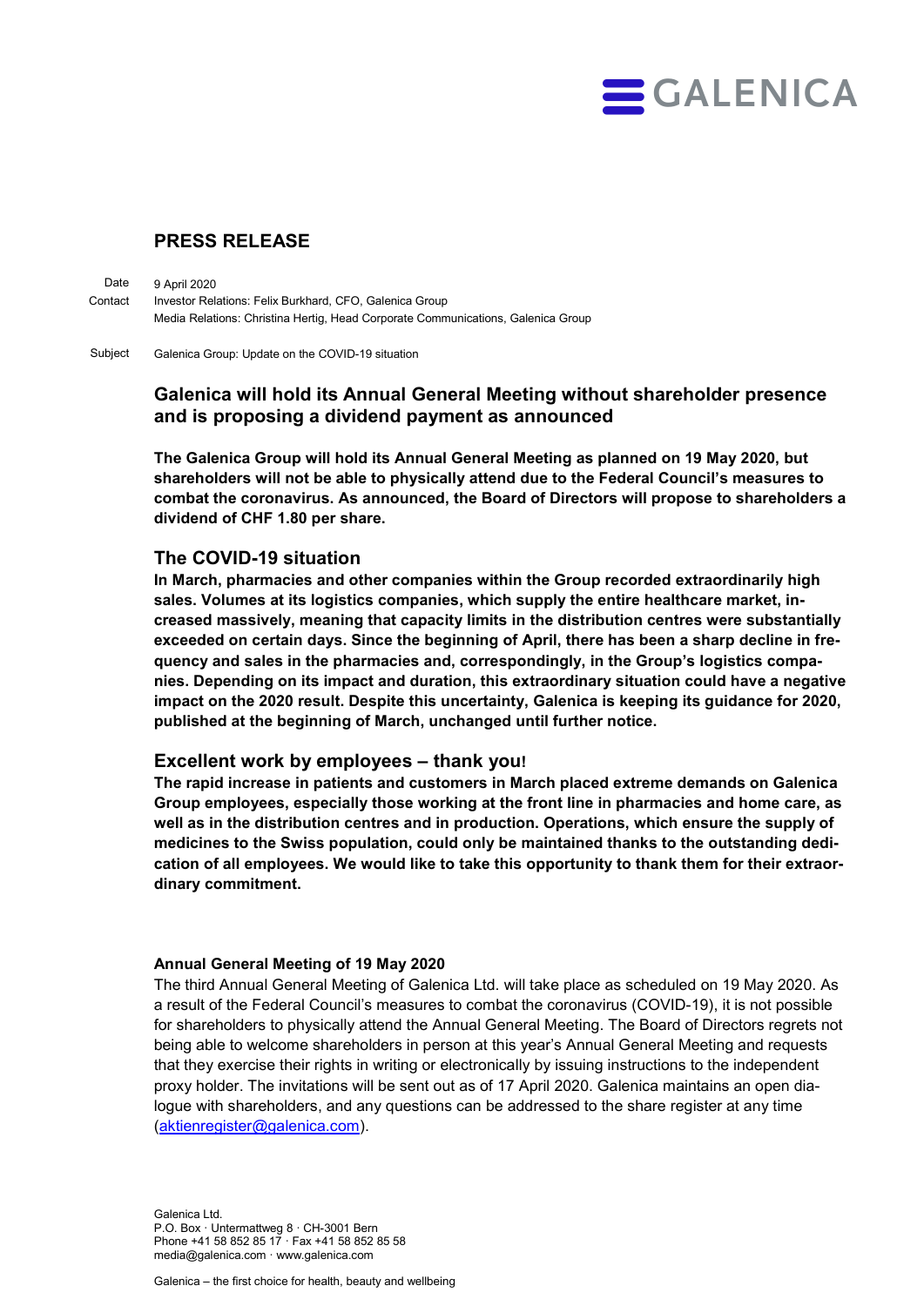GALENICA

# PRESS RELEASE

| | |
|---|---|
| Date | 9 April 2020 |
| Contact | Investor Relations: Felix Burkhard, CFO, Galenica Group<br>Media Relations: Christina Hertig, Head Corporate Communications, Galenica Group |
| Subject | Galenica Group: Update on the COVID-19 situation |

## Galenica will hold its Annual General Meeting without shareholder presence and is proposing a dividend payment as announced

**The Galenica Group will hold its Annual General Meeting as planned on 19 May 2020, but shareholders will not be able to physically attend due to the Federal Council's measures to combat the coronavirus. As announced, the Board of Directors will propose to shareholders a dividend of CHF 1.80 per share.**

## The COVID-19 situation

**In March, pharmacies and other companies within the Group recorded extraordinarily high sales. Volumes at its logistics companies, which supply the entire healthcare market, increased massively, meaning that capacity limits in the distribution centres were substantially exceeded on certain days. Since the beginning of April, there has been a sharp decline in frequency and sales in the pharmacies and, correspondingly, in the Group's logistics companies. Depending on its impact and duration, this extraordinary situation could have a negative impact on the 2020 result. Despite this uncertainty, Galenica is keeping its guidance for 2020, published at the beginning of March, unchanged until further notice.**

## Excellent work by employees – thank you!

**The rapid increase in patients and customers in March placed extreme demands on Galenica Group employees, especially those working at the front line in pharmacies and home care, as well as in the distribution centres and in production. Operations, which ensure the supply of medicines to the Swiss population, could only be maintained thanks to the outstanding dedication of all employees. We would like to take this opportunity to thank them for their extraordinary commitment.**

### Annual General Meeting of 19 May 2020

The third Annual General Meeting of Galenica Ltd. will take place as scheduled on 19 May 2020. As a result of the Federal Council's measures to combat the coronavirus (COVID-19), it is not possible for shareholders to physically attend the Annual General Meeting. The Board of Directors regrets not being able to welcome shareholders in person at this year's Annual General Meeting and requests that they exercise their rights in writing or electronically by issuing instructions to the independent proxy holder. The invitations will be sent out as of 17 April 2020. Galenica maintains an open dialogue with shareholders, and any questions can be addressed to the share register at any time (aktienregister@galenica.com).

Galenica Ltd.
P.O. Box · Untermattweg 8 · CH-3001 Bern
Phone +41 58 852 85 17 · Fax +41 58 852 85 58
media@galenica.com · www.galenica.com

Galenica – the first choice for health, beauty and wellbeing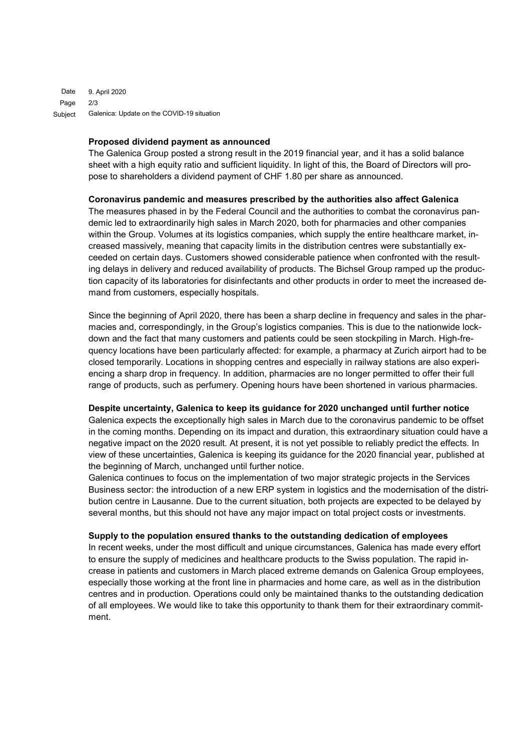**Proposed dividend payment as announced**

The Galenica Group posted a strong result in the 2019 financial year, and it has a solid balance sheet with a high equity ratio and sufficient liquidity. In light of this, the Board of Directors will propose to shareholders a dividend payment of CHF 1.80 per share as announced.

**Coronavirus pandemic and measures prescribed by the authorities also affect Galenica**

The measures phased in by the Federal Council and the authorities to combat the coronavirus pandemic led to extraordinarily high sales in March 2020, both for pharmacies and other companies within the Group. Volumes at its logistics companies, which supply the entire healthcare market, increased massively, meaning that capacity limits in the distribution centres were substantially exceeded on certain days. Customers showed considerable patience when confronted with the resulting delays in delivery and reduced availability of products. The Bichsel Group ramped up the production capacity of its laboratories for disinfectants and other products in order to meet the increased demand from customers, especially hospitals.

Since the beginning of April 2020, there has been a sharp decline in frequency and sales in the pharmacies and, correspondingly, in the Group's logistics companies. This is due to the nationwide lockdown and the fact that many customers and patients could be seen stockpiling in March. High-frequency locations have been particularly affected: for example, a pharmacy at Zurich airport had to be closed temporarily. Locations in shopping centres and especially in railway stations are also experiencing a sharp drop in frequency. In addition, pharmacies are no longer permitted to offer their full range of products, such as perfumery. Opening hours have been shortened in various pharmacies.

**Despite uncertainty, Galenica to keep its guidance for 2020 unchanged until further notice**

Galenica expects the exceptionally high sales in March due to the coronavirus pandemic to be offset in the coming months. Depending on its impact and duration, this extraordinary situation could have a negative impact on the 2020 result. At present, it is not yet possible to reliably predict the effects. In view of these uncertainties, Galenica is keeping its guidance for the 2020 financial year, published at the beginning of March, unchanged until further notice.

Galenica continues to focus on the implementation of two major strategic projects in the Services Business sector: the introduction of a new ERP system in logistics and the modernisation of the distribution centre in Lausanne. Due to the current situation, both projects are expected to be delayed by several months, but this should not have any major impact on total project costs or investments.

**Supply to the population ensured thanks to the outstanding dedication of employees**

In recent weeks, under the most difficult and unique circumstances, Galenica has made every effort to ensure the supply of medicines and healthcare products to the Swiss population. The rapid increase in patients and customers in March placed extreme demands on Galenica Group employees, especially those working at the front line in pharmacies and home care, as well as in the distribution centres and in production. Operations could only be maintained thanks to the outstanding dedication of all employees. We would like to take this opportunity to thank them for their extraordinary commitment.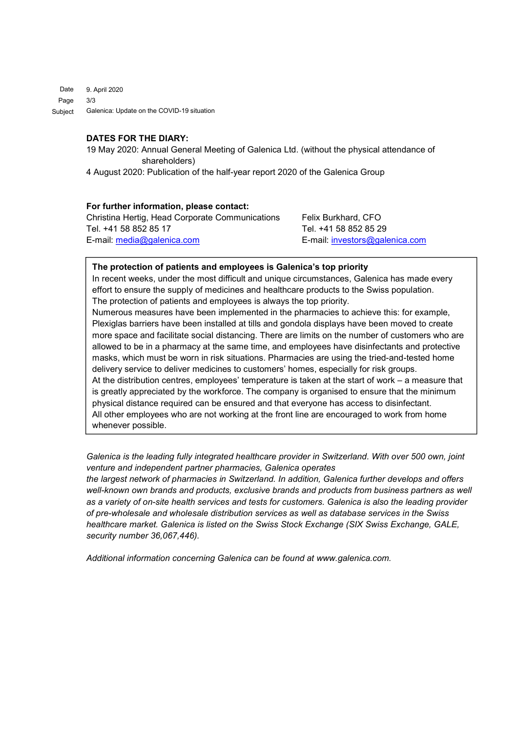**DATES FOR THE DIARY:**

19 May 2020: Annual General Meeting of Galenica Ltd. (without the physical attendance of shareholders)

4 August 2020: Publication of the half-year report 2020 of the Galenica Group

**For further information, please contact:**

Christina Hertig, Head Corporate Communications
Tel. +41 58 852 85 17
E-mail: media@galenica.com

Felix Burkhard, CFO
Tel. +41 58 852 85 29
E-mail: investors@galenica.com

**The protection of patients and employees is Galenica's top priority**

In recent weeks, under the most difficult and unique circumstances, Galenica has made every effort to ensure the supply of medicines and healthcare products to the Swiss population. The protection of patients and employees is always the top priority.

Numerous measures have been implemented in the pharmacies to achieve this: for example, Plexiglas barriers have been installed at tills and gondola displays have been moved to create more space and facilitate social distancing. There are limits on the number of customers who are allowed to be in a pharmacy at the same time, and employees have disinfectants and protective masks, which must be worn in risk situations. Pharmacies are using the tried-and-tested home delivery service to deliver medicines to customers' homes, especially for risk groups.

At the distribution centres, employees' temperature is taken at the start of work – a measure that is greatly appreciated by the workforce. The company is organised to ensure that the minimum physical distance required can be ensured and that everyone has access to disinfectant.

All other employees who are not working at the front line are encouraged to work from home whenever possible.

*Galenica is the leading fully integrated healthcare provider in Switzerland. With over 500 own, joint venture and independent partner pharmacies, Galenica operates the largest network of pharmacies in Switzerland. In addition, Galenica further develops and offers well-known own brands and products, exclusive brands and products from business partners as well as a variety of on-site health services and tests for customers. Galenica is also the leading provider of pre-wholesale and wholesale distribution services as well as database services in the Swiss healthcare market. Galenica is listed on the Swiss Stock Exchange (SIX Swiss Exchange, GALE, security number 36,067,446).*

*Additional information concerning Galenica can be found at www.galenica.com.*